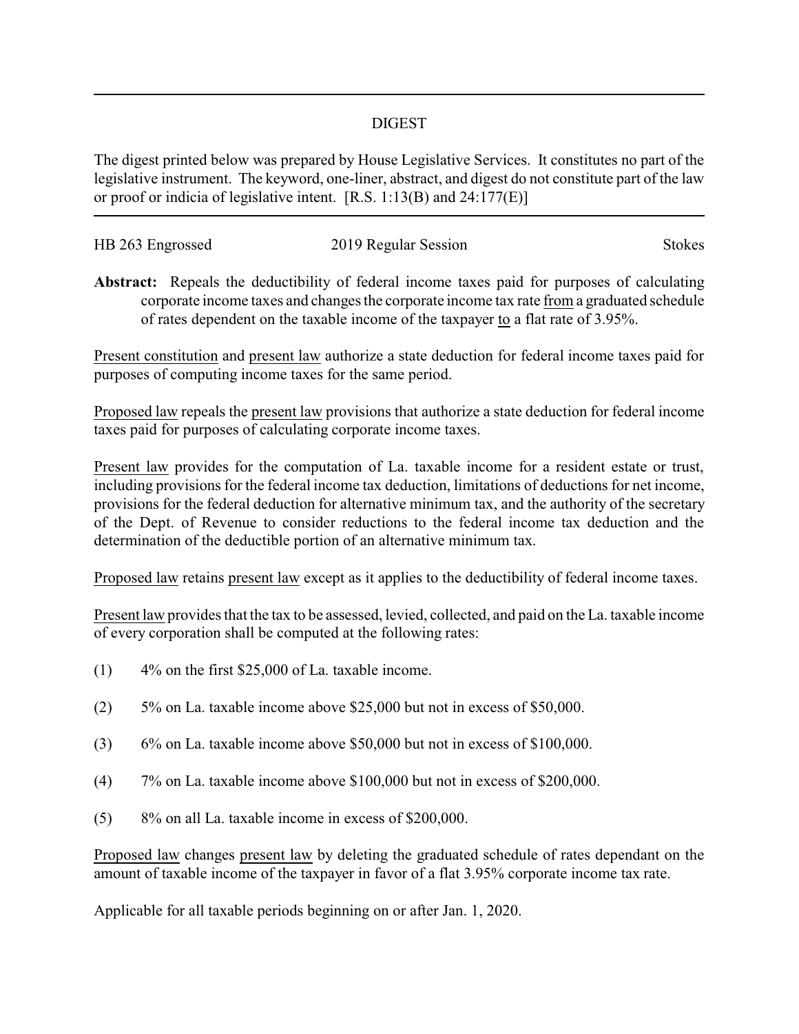## DIGEST

The digest printed below was prepared by House Legislative Services. It constitutes no part of the legislative instrument. The keyword, one-liner, abstract, and digest do not constitute part of the law or proof or indicia of legislative intent. [R.S. 1:13(B) and 24:177(E)]

---

HB 263 Engrossed — 2019 Regular Session — Stokes

**Abstract:** Repeals the deductibility of federal income taxes paid for purposes of calculating corporate income taxes and changes the corporate income tax rate from a graduated schedule of rates dependent on the taxable income of the taxpayer to a flat rate of 3.95%.

Present constitution and present law authorize a state deduction for federal income taxes paid for purposes of computing income taxes for the same period.

Proposed law repeals the present law provisions that authorize a state deduction for federal income taxes paid for purposes of calculating corporate income taxes.

Present law provides for the computation of La. taxable income for a resident estate or trust, including provisions for the federal income tax deduction, limitations of deductions for net income, provisions for the federal deduction for alternative minimum tax, and the authority of the secretary of the Dept. of Revenue to consider reductions to the federal income tax deduction and the determination of the deductible portion of an alternative minimum tax.

Proposed law retains present law except as it applies to the deductibility of federal income taxes.

Present law provides that the tax to be assessed, levied, collected, and paid on the La. taxable income of every corporation shall be computed at the following rates:

(1) 4% on the first $25,000 of La. taxable income.

(2) 5% on La. taxable income above $25,000 but not in excess of $50,000.

(3) 6% on La. taxable income above $50,000 but not in excess of $100,000.

(4) 7% on La. taxable income above $100,000 but not in excess of $200,000.

(5) 8% on all La. taxable income in excess of $200,000.

Proposed law changes present law by deleting the graduated schedule of rates dependant on the amount of taxable income of the taxpayer in favor of a flat 3.95% corporate income tax rate.

Applicable for all taxable periods beginning on or after Jan. 1, 2020.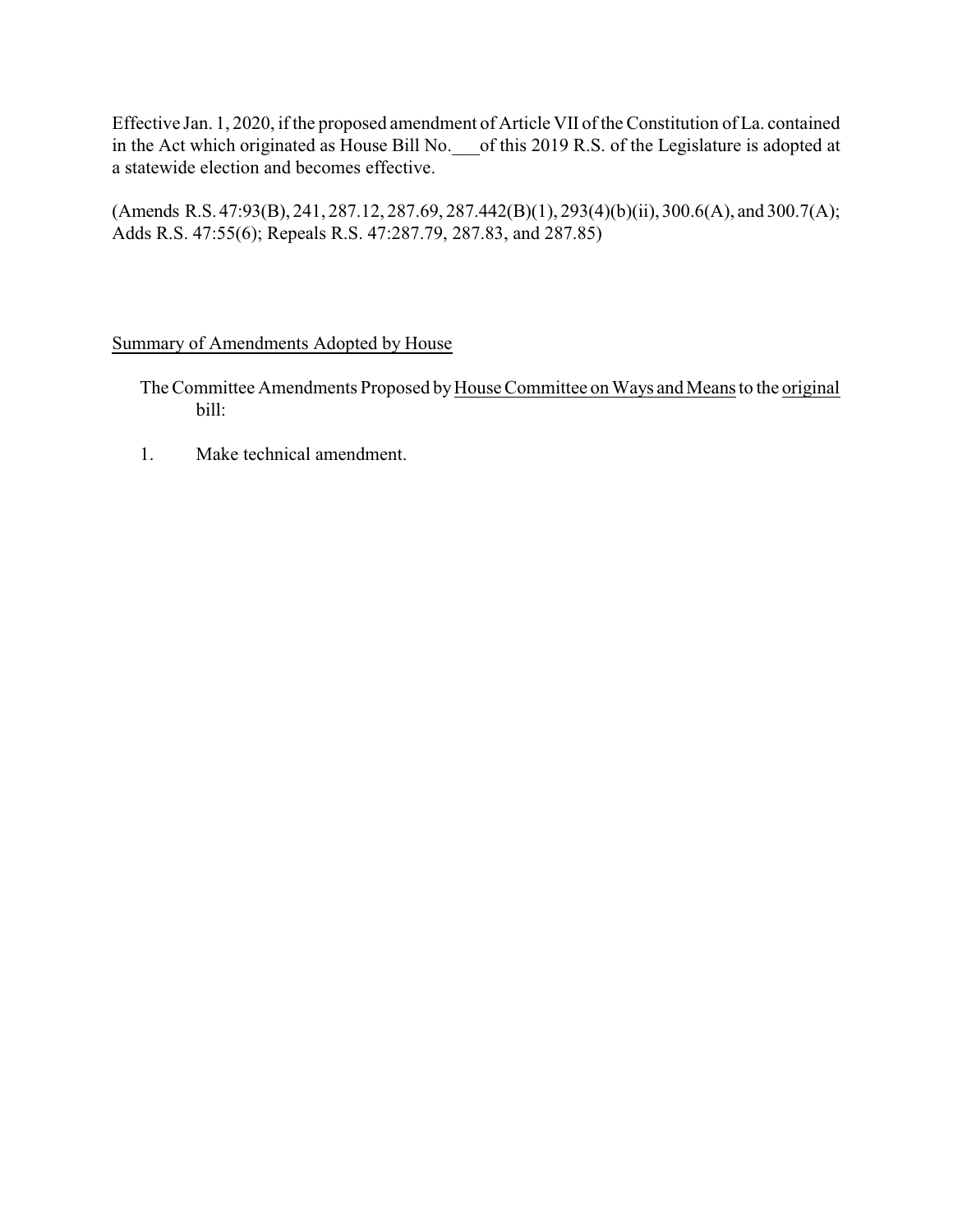Effective Jan. 1, 2020, if the proposed amendment of Article VII of the Constitution of La. contained in the Act which originated as House Bill No.___of this 2019 R.S. of the Legislature is adopted at a statewide election and becomes effective.

(Amends R.S. 47:93(B), 241, 287.12, 287.69, 287.442(B)(1), 293(4)(b)(ii), 300.6(A), and 300.7(A); Adds R.S. 47:55(6); Repeals R.S. 47:287.79, 287.83, and 287.85)

Summary of Amendments Adopted by House

The Committee Amendments Proposed by House Committee on Ways and Means to the original bill:

1. Make technical amendment.